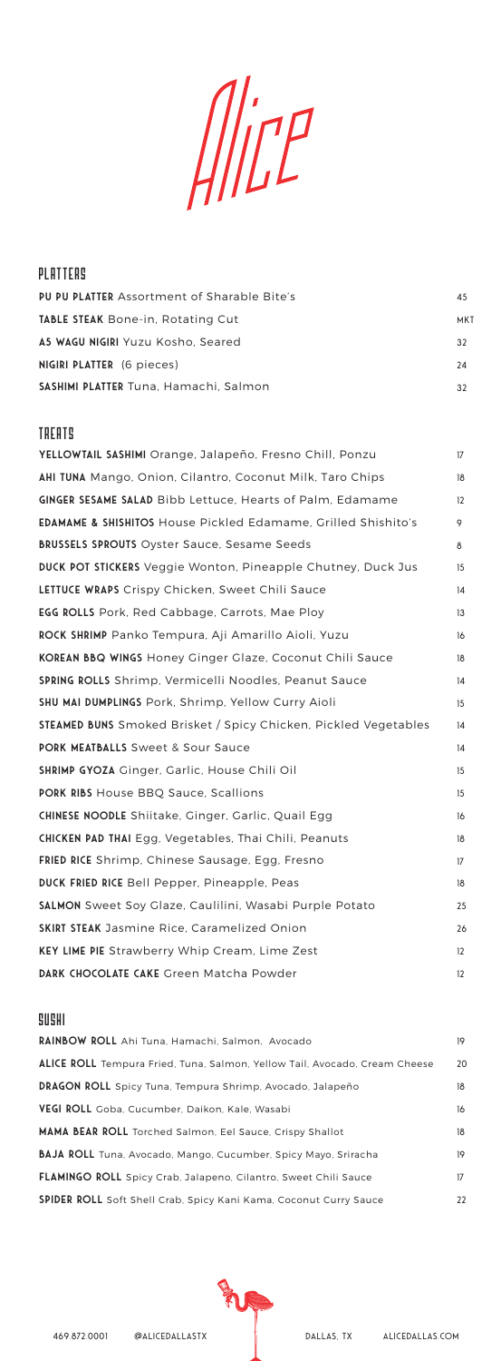# Alice

## PLATTERS

| Item | Price |
| --- | --- |
| **PU PU PLATTER** Assortment of Sharable Bite's | 45 |
| **TABLE STEAK** Bone-in, Rotating Cut | MKT |
| **A5 WAGU NIGIRI** Yuzu Kosho, Seared | 32 |
| **NIGIRI PLATTER** (6 pieces) | 24 |
| **SASHIMI PLATTER** Tuna, Hamachi, Salmon | 32 |

## TREATS

| Item | Price |
| --- | --- |
| **YELLOWTAIL SASHIMI** Orange, Jalapeño, Fresno Chili, Ponzu | 17 |
| **AHI TUNA** Mango, Onion, Cilantro, Coconut Milk, Taro Chips | 18 |
| **GINGER SESAME SALAD** Bibb Lettuce, Hearts of Palm, Edamame | 12 |
| **EDAMAME & SHISHITOS** House Pickled Edamame, Grilled Shishito's | 9 |
| **BRUSSELS SPROUTS** Oyster Sauce, Sesame Seeds | 8 |
| **DUCK POT STICKERS** Veggie Wonton, Pineapple Chutney, Duck Jus | 15 |
| **LETTUCE WRAPS** Crispy Chicken, Sweet Chili Sauce | 14 |
| **EGG ROLLS** Pork, Red Cabbage, Carrots, Mae Ploy | 13 |
| **ROCK SHRIMP** Panko Tempura, Aji Amarillo Aioli, Yuzu | 16 |
| **KOREAN BBQ WINGS** Honey Ginger Glaze, Coconut Chili Sauce | 18 |
| **SPRING ROLLS** Shrimp, Vermicelli Noodles, Peanut Sauce | 14 |
| **SHU MAI DUMPLINGS** Pork, Shrimp, Yellow Curry Aioli | 15 |
| **STEAMED BUNS** Smoked Brisket / Spicy Chicken, Pickled Vegetables | 14 |
| **PORK MEATBALLS** Sweet & Sour Sauce | 14 |
| **SHRIMP GYOZA** Ginger, Garlic, House Chili Oil | 15 |
| **PORK RIBS** House BBQ Sauce, Scallions | 15 |
| **CHINESE NOODLE** Shiitake, Ginger, Garlic, Quail Egg | 16 |
| **CHICKEN PAD THAI** Egg, Vegetables, Thai Chili, Peanuts | 18 |
| **FRIED RICE** Shrimp, Chinese Sausage, Egg, Fresno | 17 |
| **DUCK FRIED RICE** Bell Pepper, Pineapple, Peas | 18 |
| **SALMON** Sweet Soy Glaze, Caulilini, Wasabi Purple Potato | 25 |
| **SKIRT STEAK** Jasmine Rice, Caramelized Onion | 26 |
| **KEY LIME PIE** Strawberry Whip Cream, Lime Zest | 12 |
| **DARK CHOCOLATE CAKE** Green Matcha Powder | 12 |

## SUSHI

| Item | Price |
| --- | --- |
| **RAINBOW ROLL** Ahi Tuna, Hamachi, Salmon, Avocado | 19 |
| **ALICE ROLL** Tempura Fried, Tuna, Salmon, Yellow Tail, Avocado, Cream Cheese | 20 |
| **DRAGON ROLL** Spicy Tuna, Tempura Shrimp, Avocado, Jalapeño | 18 |
| **VEGI ROLL** Goba, Cucumber, Daikon, Kale, Wasabi | 16 |
| **MAMA BEAR ROLL** Torched Salmon, Eel Sauce, Crispy Shallot | 18 |
| **BAJA ROLL** Tuna, Avocado, Mango, Cucumber, Spicy Mayo, Sriracha | 19 |
| **FLAMINGO ROLL** Spicy Crab, Jalapeno, Cilantro, Sweet Chili Sauce | 17 |
| **SPIDER ROLL** Soft Shell Crab, Spicy Kani Kama, Coconut Curry Sauce | 22 |

469.872.0001 @ALICEDALLASTX DALLAS, TX ALICEDALLAS.COM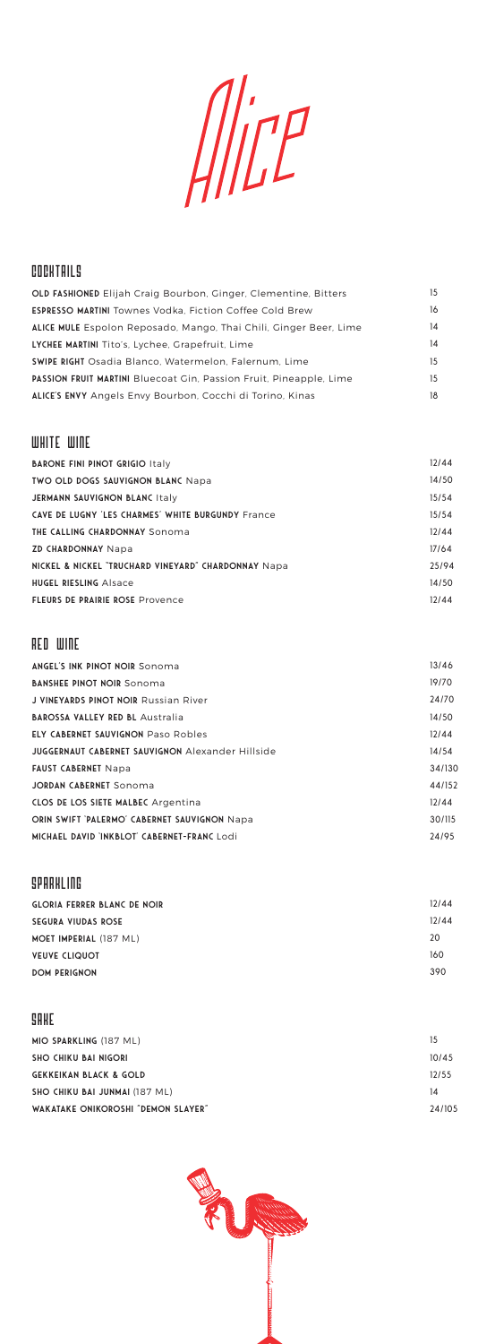# Alice

## COCKTAILS

| | |
|---|---|
| **OLD FASHIONED** Elijah Craig Bourbon, Ginger, Clementine, Bitters | 15 |
| **ESPRESSO MARTINI** Townes Vodka, Fiction Coffee Cold Brew | 16 |
| **ALICE MULE** Espolon Reposado, Mango, Thai Chili, Ginger Beer, Lime | 14 |
| **LYCHEE MARTINI** Tito's, Lychee, Grapefruit, Lime | 14 |
| **SWIPE RIGHT** Osadia Blanco, Watermelon, Falernum, Lime | 15 |
| **PASSION FRUIT MARTINI** Bluecoat Gin, Passion Fruit, Pineapple, Lime | 15 |
| **ALICE'S ENVY** Angels Envy Bourbon, Cocchi di Torino, Kinas | 18 |

## WHITE WINE

| | |
|---|---|
| **BARONE FINI PINOT GRIGIO** Italy | 12/44 |
| **TWO OLD DOGS SAUVIGNON BLANC** Napa | 14/50 |
| **JERMANN SAUVIGNON BLANC** Italy | 15/54 |
| **CAVE DE LUGNY 'LES CHARMES' WHITE BURGUNDY** France | 15/54 |
| **THE CALLING CHARDONNAY** Sonoma | 12/44 |
| **ZD CHARDONNAY** Napa | 17/64 |
| **NICKEL & NICKEL "TRUCHARD VINEYARD" CHARDONNAY** Napa | 25/94 |
| **HUGEL RIESLING** Alsace | 14/50 |
| **FLEURS DE PRAIRIE ROSE** Provence | 12/44 |

## RED WINE

| | |
|---|---|
| **ANGEL'S INK PINOT NOIR** Sonoma | 13/46 |
| **BANSHEE PINOT NOIR** Sonoma | 19/70 |
| **J VINEYARDS PINOT NOIR** Russian River | 24/70 |
| **BAROSSA VALLEY RED BL** Australia | 14/50 |
| **ELY CABERNET SAUVIGNON** Paso Robles | 12/44 |
| **JUGGERNAUT CABERNET SAUVIGNON** Alexander Hillside | 14/54 |
| **FAUST CABERNET** Napa | 34/130 |
| **JORDAN CABERNET** Sonoma | 44/152 |
| **CLOS DE LOS SIETE MALBEC** Argentina | 12/44 |
| **ORIN SWIFT 'PALERMO' CABERNET SAUVIGNON** Napa | 30/115 |
| **MICHAEL DAVID 'INKBLOT' CABERNET-FRANC** Lodi | 24/95 |

## SPARKLING

| | |
|---|---|
| **GLORIA FERRER BLANC DE NOIR** | 12/44 |
| **SEGURA VIUDAS ROSE** | 12/44 |
| **MOET IMPERIAL** (187 ML) | 20 |
| **VEUVE CLIQUOT** | 160 |
| **DOM PERIGNON** | 390 |

## SAKE

| | |
|---|---|
| **MIO SPARKLING** (187 ML) | 15 |
| **SHO CHIKU BAI NIGORI** | 10/45 |
| **GEKKEIKAN BLACK & GOLD** | 12/55 |
| **SHO CHIKU BAI JUNMAI** (187 ML) | 14 |
| **WAKATAKE ONIKOROSHI "DEMON SLAYER"** | 24/105 |